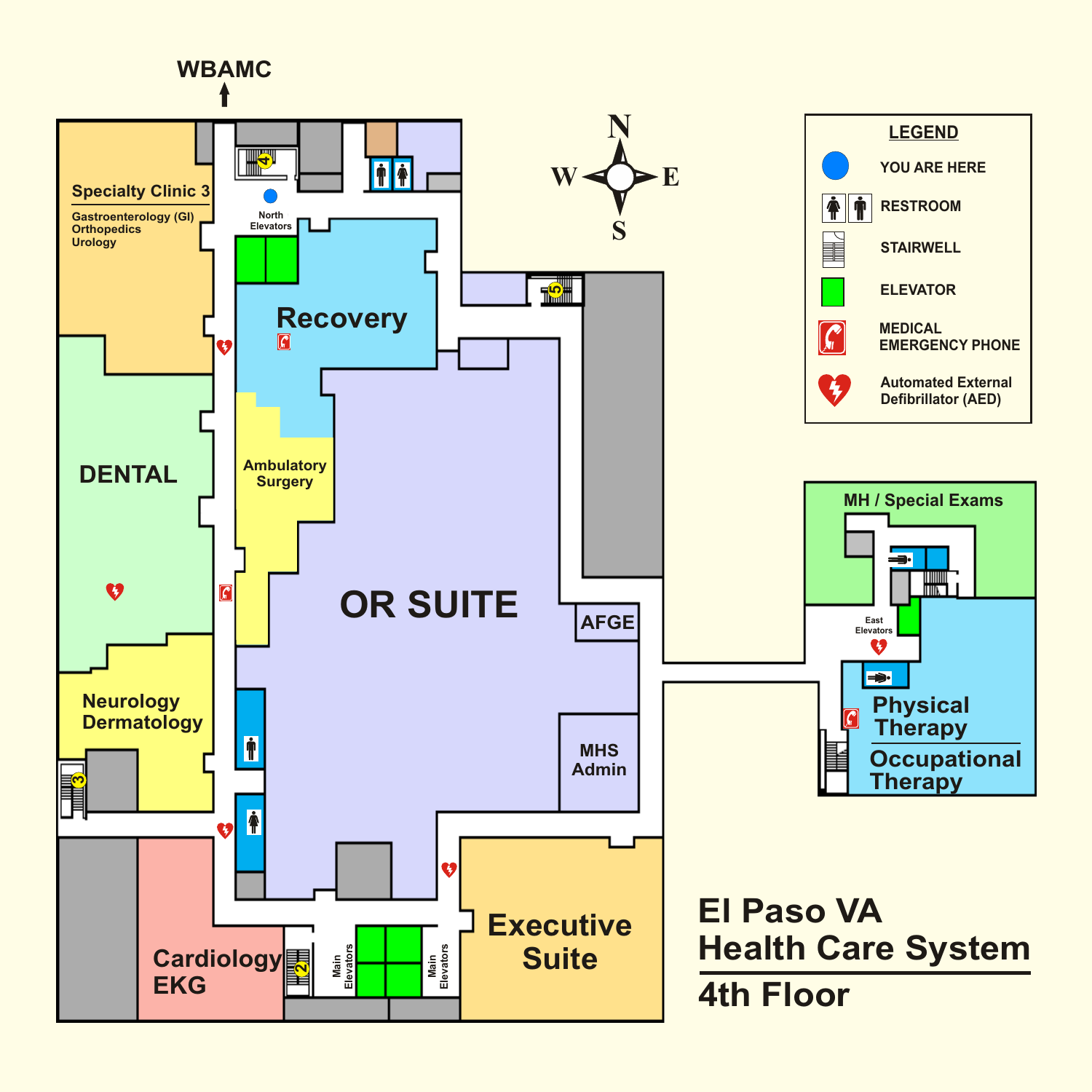# El Paso VA Health Care System

## 4th Floor

WBAMC ↑

N / S / E / W

**LEGEND**

- YOU ARE HERE
- RESTROOM
- STAIRWELL
- ELEVATOR
- MEDICAL EMERGENCY PHONE
- Automated External Defibrillator (AED)

**Specialty Clinic 3**
Gastroenterology (GI)
Orthopedics
Urology

North Elevators

Recovery

DENTAL

Ambulatory Surgery

OR SUITE

AFGE

MHS Admin

Neurology Dermatology

Cardiology EKG

Main Elevators

Main Elevators

Executive Suite

MH / Special Exams

East Elevators

Physical Therapy

Occupational Therapy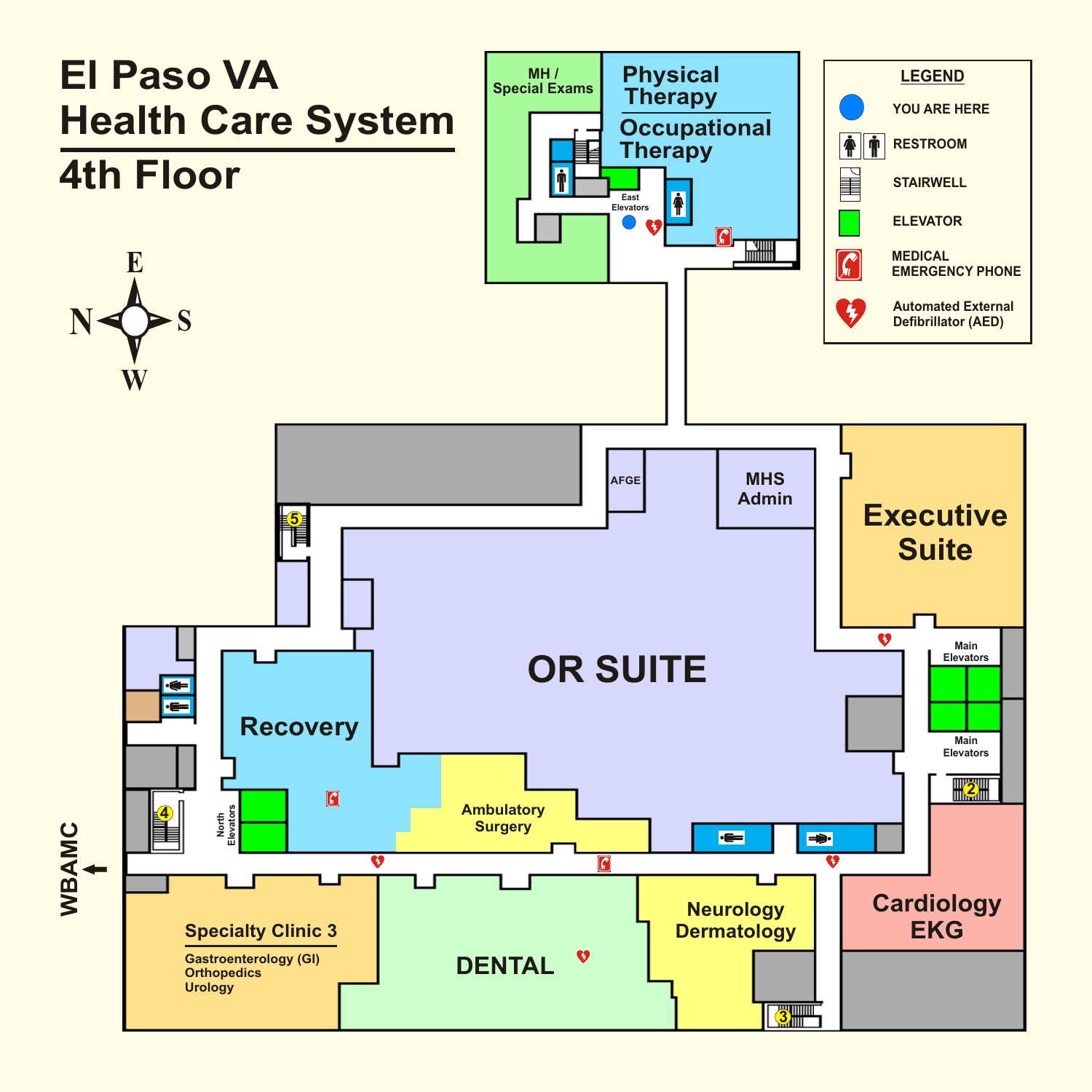# El Paso VA Health Care System

## 4th Floor

**LEGEND**

- YOU ARE HERE
- RESTROOM
- STAIRWELL
- ELEVATOR
- MEDICAL EMERGENCY PHONE
- Automated External Defibrillator (AED)

E

N S

W

MH / Special Exams

Physical Therapy

Occupational Therapy

East Elevators

AFGE

MHS Admin

Executive Suite

OR SUITE

Main Elevators

Main Elevators

Recovery

North Elevators

Ambulatory Surgery

Cardiology EKG

WBAMC

Specialty Clinic 3

Gastroenterology (GI)
Orthopedics
Urology

DENTAL

Neurology Dermatology

5

4

2

3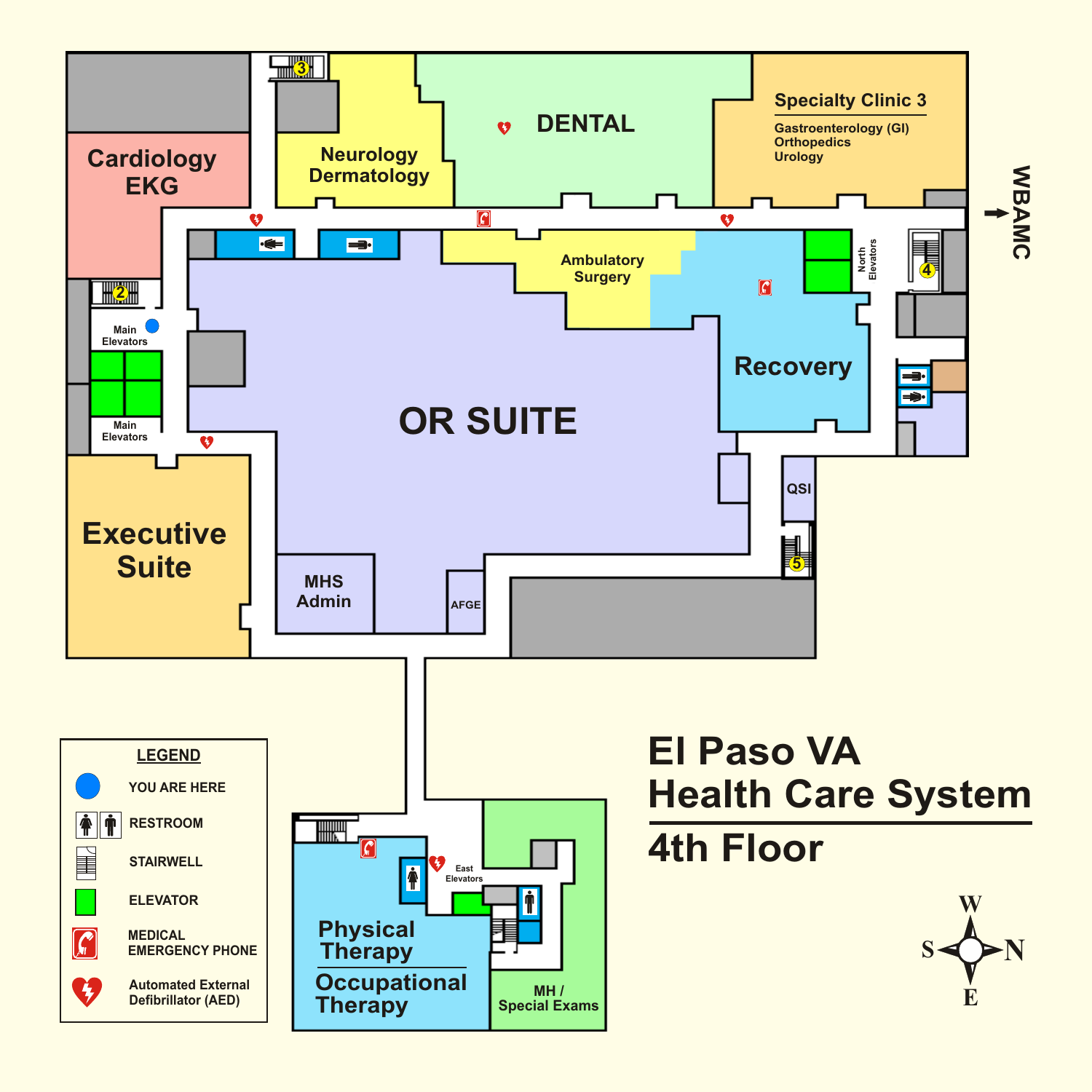# El Paso VA Health Care System

## 4th Floor

Cardiology
EKG

Neurology
Dermatology

DENTAL

Specialty Clinic 3

Gastroenterology (GI)
Orthopedics
Urology

WBAMC

Ambulatory
Surgery

North
Elevators

Main
Elevators

Main
Elevators

Recovery

OR SUITE

Executive
Suite

QSI

MHS
Admin

AFGE

East
Elevators

Physical
Therapy

Occupational
Therapy

MH /
Special Exams

W
S N
E

**LEGEND**

- YOU ARE HERE
- RESTROOM
- STAIRWELL
- ELEVATOR
- MEDICAL EMERGENCY PHONE
- Automated External Defibrillator (AED)